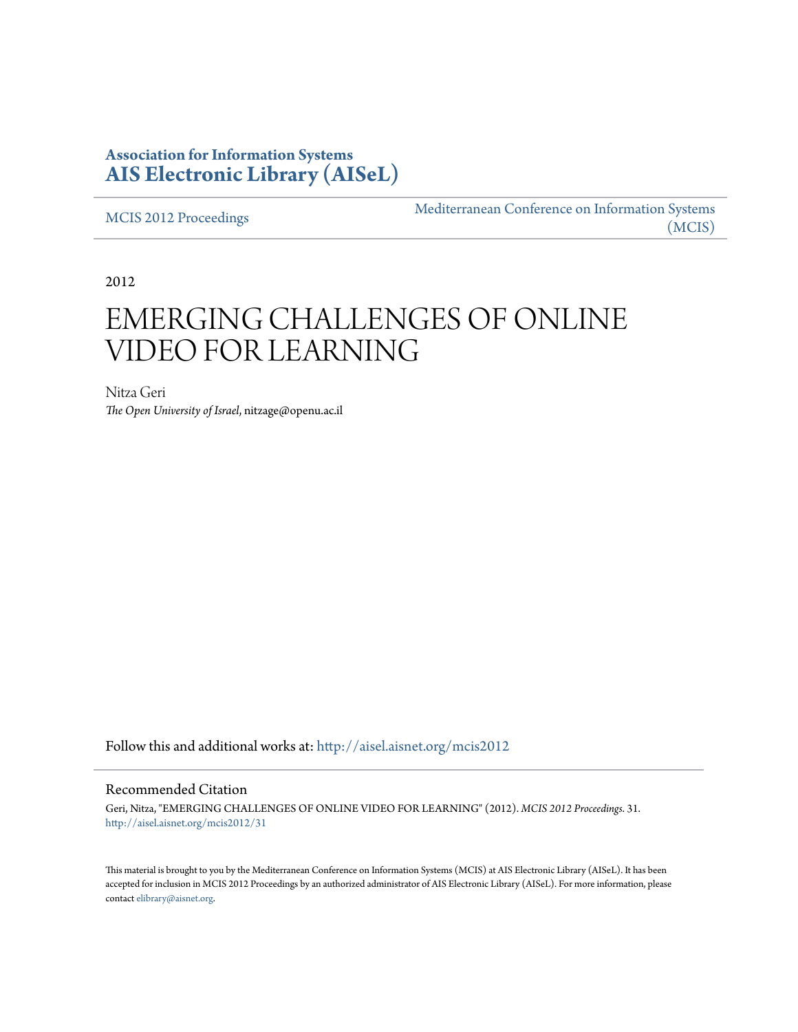**Association for Information Systems**
**AIS Electronic Library (AISeL)**

MCIS 2012 Proceedings | Mediterranean Conference on Information Systems (MCIS)

2012

# EMERGING CHALLENGES OF ONLINE VIDEO FOR LEARNING

Nitza Geri
*The Open University of Israel*, nitzage@openu.ac.il

Follow this and additional works at: http://aisel.aisnet.org/mcis2012

## Recommended Citation

Geri, Nitza, "EMERGING CHALLENGES OF ONLINE VIDEO FOR LEARNING" (2012). *MCIS 2012 Proceedings*. 31.
http://aisel.aisnet.org/mcis2012/31

This material is brought to you by the Mediterranean Conference on Information Systems (MCIS) at AIS Electronic Library (AISeL). It has been accepted for inclusion in MCIS 2012 Proceedings by an authorized administrator of AIS Electronic Library (AISeL). For more information, please contact elibrary@aisnet.org.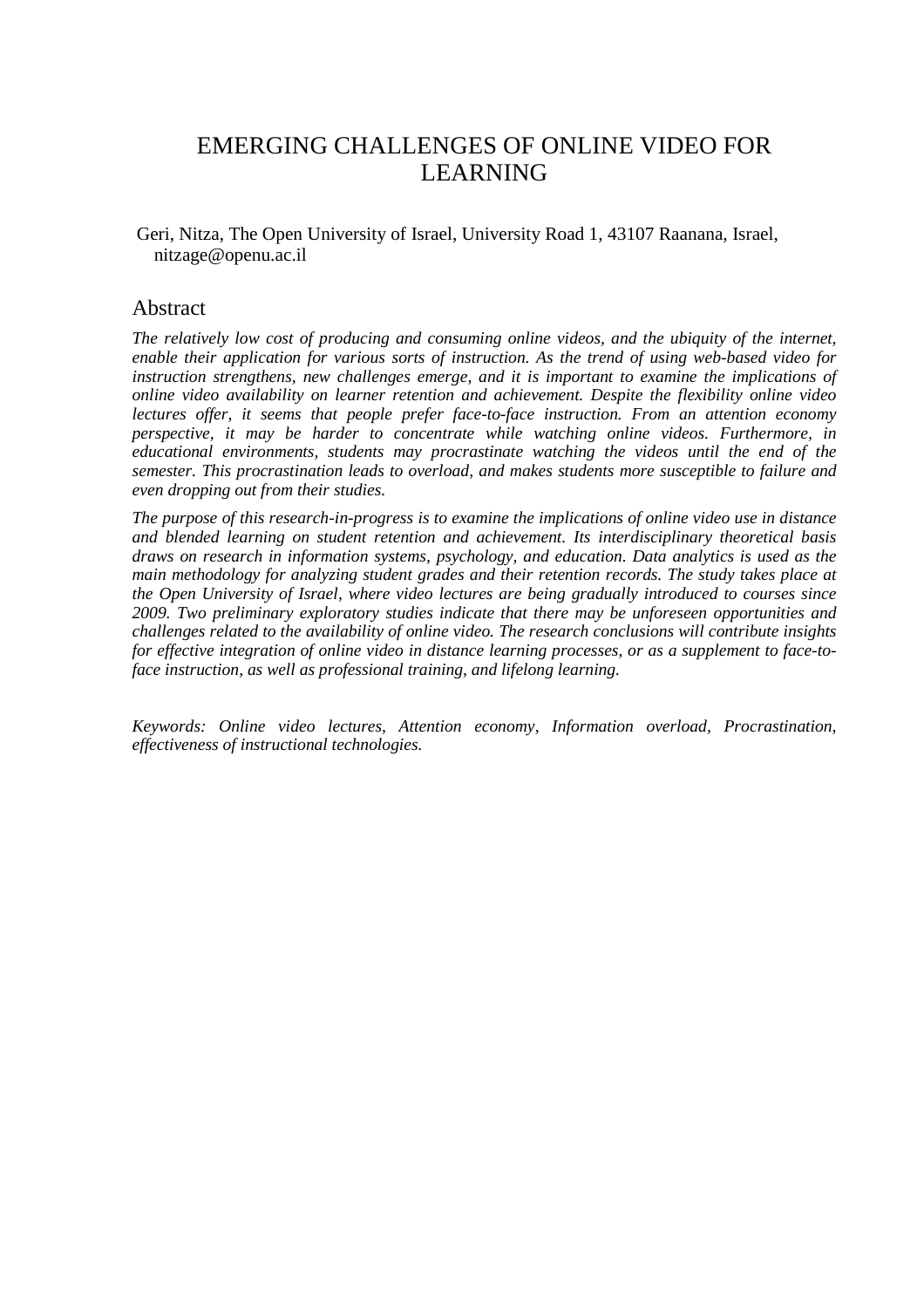# EMERGING CHALLENGES OF ONLINE VIDEO FOR LEARNING

Geri, Nitza, The Open University of Israel, University Road 1, 43107 Raanana, Israel, nitzage@openu.ac.il

## Abstract

*The relatively low cost of producing and consuming online videos, and the ubiquity of the internet, enable their application for various sorts of instruction. As the trend of using web-based video for instruction strengthens, new challenges emerge, and it is important to examine the implications of online video availability on learner retention and achievement. Despite the flexibility online video lectures offer, it seems that people prefer face-to-face instruction. From an attention economy perspective, it may be harder to concentrate while watching online videos. Furthermore, in educational environments, students may procrastinate watching the videos until the end of the semester. This procrastination leads to overload, and makes students more susceptible to failure and even dropping out from their studies.*

*The purpose of this research-in-progress is to examine the implications of online video use in distance and blended learning on student retention and achievement. Its interdisciplinary theoretical basis draws on research in information systems, psychology, and education. Data analytics is used as the main methodology for analyzing student grades and their retention records. The study takes place at the Open University of Israel, where video lectures are being gradually introduced to courses since 2009. Two preliminary exploratory studies indicate that there may be unforeseen opportunities and challenges related to the availability of online video. The research conclusions will contribute insights for effective integration of online video in distance learning processes, or as a supplement to face-to-face instruction, as well as professional training, and lifelong learning.*

*Keywords: Online video lectures, Attention economy, Information overload, Procrastination, effectiveness of instructional technologies.*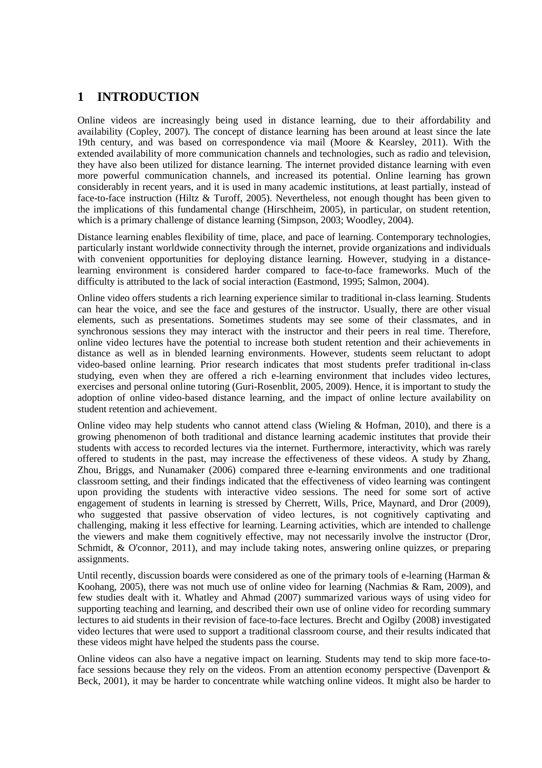# 1 INTRODUCTION

Online videos are increasingly being used in distance learning, due to their affordability and availability (Copley, 2007). The concept of distance learning has been around at least since the late 19th century, and was based on correspondence via mail (Moore & Kearsley, 2011). With the extended availability of more communication channels and technologies, such as radio and television, they have also been utilized for distance learning. The internet provided distance learning with even more powerful communication channels, and increased its potential. Online learning has grown considerably in recent years, and it is used in many academic institutions, at least partially, instead of face-to-face instruction (Hiltz & Turoff, 2005). Nevertheless, not enough thought has been given to the implications of this fundamental change (Hirschheim, 2005), in particular, on student retention, which is a primary challenge of distance learning (Simpson, 2003; Woodley, 2004).

Distance learning enables flexibility of time, place, and pace of learning. Contemporary technologies, particularly instant worldwide connectivity through the internet, provide organizations and individuals with convenient opportunities for deploying distance learning. However, studying in a distance-learning environment is considered harder compared to face-to-face frameworks. Much of the difficulty is attributed to the lack of social interaction (Eastmond, 1995; Salmon, 2004).

Online video offers students a rich learning experience similar to traditional in-class learning. Students can hear the voice, and see the face and gestures of the instructor. Usually, there are other visual elements, such as presentations. Sometimes students may see some of their classmates, and in synchronous sessions they may interact with the instructor and their peers in real time. Therefore, online video lectures have the potential to increase both student retention and their achievements in distance as well as in blended learning environments. However, students seem reluctant to adopt video-based online learning. Prior research indicates that most students prefer traditional in-class studying, even when they are offered a rich e-learning environment that includes video lectures, exercises and personal online tutoring (Guri-Rosenblit, 2005, 2009). Hence, it is important to study the adoption of online video-based distance learning, and the impact of online lecture availability on student retention and achievement.

Online video may help students who cannot attend class (Wieling & Hofman, 2010), and there is a growing phenomenon of both traditional and distance learning academic institutes that provide their students with access to recorded lectures via the internet. Furthermore, interactivity, which was rarely offered to students in the past, may increase the effectiveness of these videos. A study by Zhang, Zhou, Briggs, and Nunamaker (2006) compared three e-learning environments and one traditional classroom setting, and their findings indicated that the effectiveness of video learning was contingent upon providing the students with interactive video sessions. The need for some sort of active engagement of students in learning is stressed by Cherrett, Wills, Price, Maynard, and Dror (2009), who suggested that passive observation of video lectures, is not cognitively captivating and challenging, making it less effective for learning. Learning activities, which are intended to challenge the viewers and make them cognitively effective, may not necessarily involve the instructor (Dror, Schmidt, & O'connor, 2011), and may include taking notes, answering online quizzes, or preparing assignments.

Until recently, discussion boards were considered as one of the primary tools of e-learning (Harman & Koohang, 2005), there was not much use of online video for learning (Nachmias & Ram, 2009), and few studies dealt with it. Whatley and Ahmad (2007) summarized various ways of using video for supporting teaching and learning, and described their own use of online video for recording summary lectures to aid students in their revision of face-to-face lectures. Brecht and Ogilby (2008) investigated video lectures that were used to support a traditional classroom course, and their results indicated that these videos might have helped the students pass the course.

Online videos can also have a negative impact on learning. Students may tend to skip more face-to-face sessions because they rely on the videos. From an attention economy perspective (Davenport & Beck, 2001), it may be harder to concentrate while watching online videos. It might also be harder to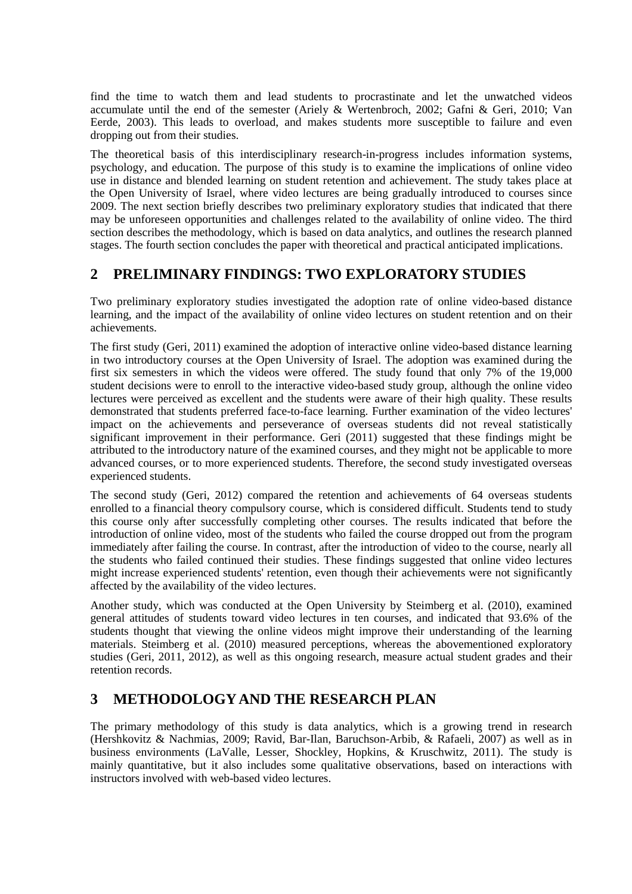find the time to watch them and lead students to procrastinate and let the unwatched videos accumulate until the end of the semester (Ariely & Wertenbroch, 2002; Gafni & Geri, 2010; Van Eerde, 2003). This leads to overload, and makes students more susceptible to failure and even dropping out from their studies.

The theoretical basis of this interdisciplinary research-in-progress includes information systems, psychology, and education. The purpose of this study is to examine the implications of online video use in distance and blended learning on student retention and achievement. The study takes place at the Open University of Israel, where video lectures are being gradually introduced to courses since 2009. The next section briefly describes two preliminary exploratory studies that indicated that there may be unforeseen opportunities and challenges related to the availability of online video. The third section describes the methodology, which is based on data analytics, and outlines the research planned stages. The fourth section concludes the paper with theoretical and practical anticipated implications.

## 2 PRELIMINARY FINDINGS: TWO EXPLORATORY STUDIES

Two preliminary exploratory studies investigated the adoption rate of online video-based distance learning, and the impact of the availability of online video lectures on student retention and on their achievements.

The first study (Geri, 2011) examined the adoption of interactive online video-based distance learning in two introductory courses at the Open University of Israel. The adoption was examined during the first six semesters in which the videos were offered. The study found that only 7% of the 19,000 student decisions were to enroll to the interactive video-based study group, although the online video lectures were perceived as excellent and the students were aware of their high quality. These results demonstrated that students preferred face-to-face learning. Further examination of the video lectures' impact on the achievements and perseverance of overseas students did not reveal statistically significant improvement in their performance. Geri (2011) suggested that these findings might be attributed to the introductory nature of the examined courses, and they might not be applicable to more advanced courses, or to more experienced students. Therefore, the second study investigated overseas experienced students.

The second study (Geri, 2012) compared the retention and achievements of 64 overseas students enrolled to a financial theory compulsory course, which is considered difficult. Students tend to study this course only after successfully completing other courses. The results indicated that before the introduction of online video, most of the students who failed the course dropped out from the program immediately after failing the course. In contrast, after the introduction of video to the course, nearly all the students who failed continued their studies. These findings suggested that online video lectures might increase experienced students' retention, even though their achievements were not significantly affected by the availability of the video lectures.

Another study, which was conducted at the Open University by Steimberg et al. (2010), examined general attitudes of students toward video lectures in ten courses, and indicated that 93.6% of the students thought that viewing the online videos might improve their understanding of the learning materials. Steimberg et al. (2010) measured perceptions, whereas the abovementioned exploratory studies (Geri, 2011, 2012), as well as this ongoing research, measure actual student grades and their retention records.

## 3 METHODOLOGY AND THE RESEARCH PLAN

The primary methodology of this study is data analytics, which is a growing trend in research (Hershkovitz & Nachmias, 2009; Ravid, Bar-Ilan, Baruchson-Arbib, & Rafaeli, 2007) as well as in business environments (LaValle, Lesser, Shockley, Hopkins, & Kruschwitz, 2011). The study is mainly quantitative, but it also includes some qualitative observations, based on interactions with instructors involved with web-based video lectures.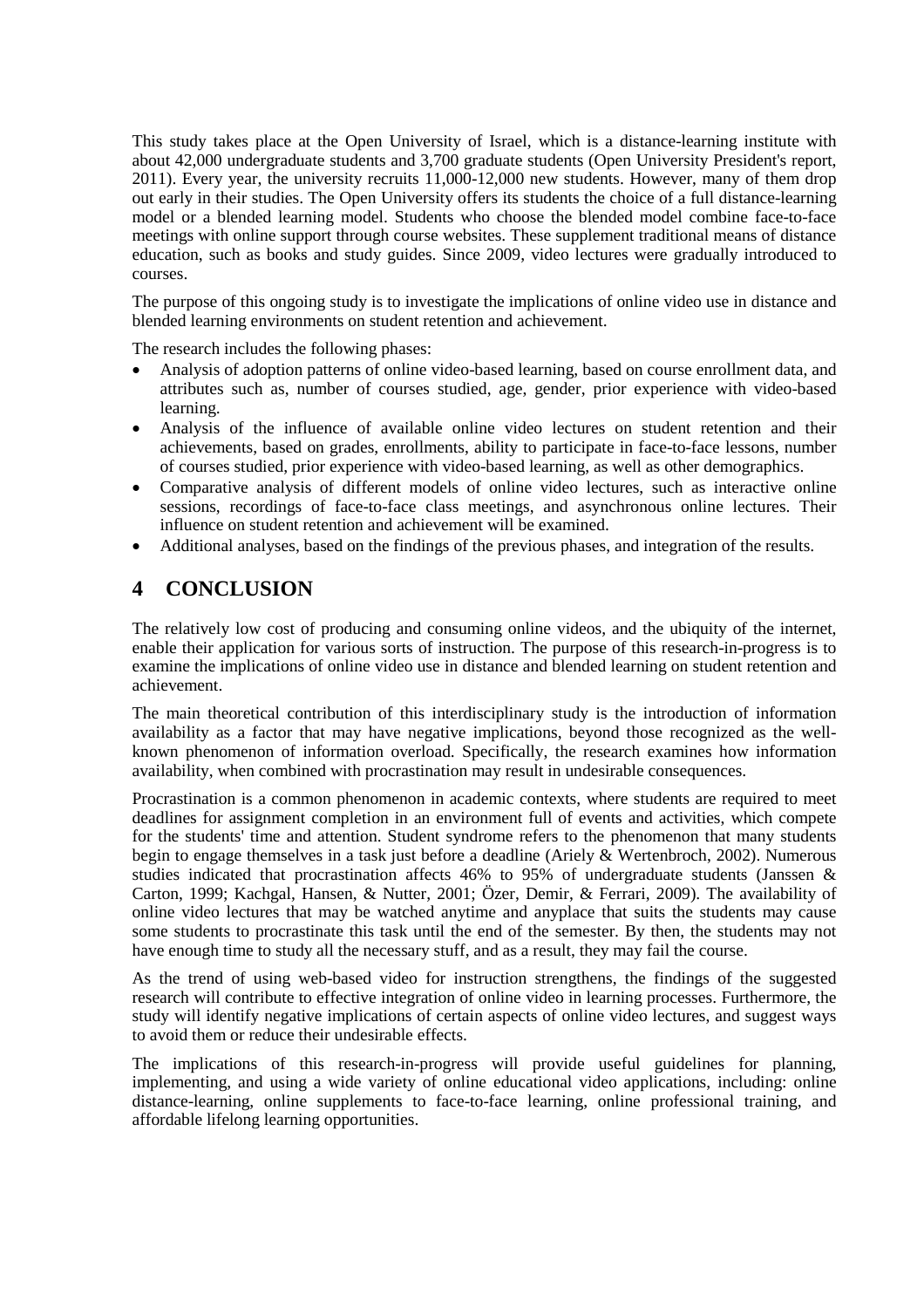This study takes place at the Open University of Israel, which is a distance-learning institute with about 42,000 undergraduate students and 3,700 graduate students (Open University President's report, 2011). Every year, the university recruits 11,000-12,000 new students. However, many of them drop out early in their studies. The Open University offers its students the choice of a full distance-learning model or a blended learning model. Students who choose the blended model combine face-to-face meetings with online support through course websites. These supplement traditional means of distance education, such as books and study guides. Since 2009, video lectures were gradually introduced to courses.

The purpose of this ongoing study is to investigate the implications of online video use in distance and blended learning environments on student retention and achievement.

The research includes the following phases:

- Analysis of adoption patterns of online video-based learning, based on course enrollment data, and attributes such as, number of courses studied, age, gender, prior experience with video-based learning.
- Analysis of the influence of available online video lectures on student retention and their achievements, based on grades, enrollments, ability to participate in face-to-face lessons, number of courses studied, prior experience with video-based learning, as well as other demographics.
- Comparative analysis of different models of online video lectures, such as interactive online sessions, recordings of face-to-face class meetings, and asynchronous online lectures. Their influence on student retention and achievement will be examined.
- Additional analyses, based on the findings of the previous phases, and integration of the results.

# 4 CONCLUSION

The relatively low cost of producing and consuming online videos, and the ubiquity of the internet, enable their application for various sorts of instruction. The purpose of this research-in-progress is to examine the implications of online video use in distance and blended learning on student retention and achievement.

The main theoretical contribution of this interdisciplinary study is the introduction of information availability as a factor that may have negative implications, beyond those recognized as the well-known phenomenon of information overload. Specifically, the research examines how information availability, when combined with procrastination may result in undesirable consequences.

Procrastination is a common phenomenon in academic contexts, where students are required to meet deadlines for assignment completion in an environment full of events and activities, which compete for the students' time and attention. Student syndrome refers to the phenomenon that many students begin to engage themselves in a task just before a deadline (Ariely & Wertenbroch, 2002). Numerous studies indicated that procrastination affects 46% to 95% of undergraduate students (Janssen & Carton, 1999; Kachgal, Hansen, & Nutter, 2001; Özer, Demir, & Ferrari, 2009). The availability of online video lectures that may be watched anytime and anyplace that suits the students may cause some students to procrastinate this task until the end of the semester. By then, the students may not have enough time to study all the necessary stuff, and as a result, they may fail the course.

As the trend of using web-based video for instruction strengthens, the findings of the suggested research will contribute to effective integration of online video in learning processes. Furthermore, the study will identify negative implications of certain aspects of online video lectures, and suggest ways to avoid them or reduce their undesirable effects.

The implications of this research-in-progress will provide useful guidelines for planning, implementing, and using a wide variety of online educational video applications, including: online distance-learning, online supplements to face-to-face learning, online professional training, and affordable lifelong learning opportunities.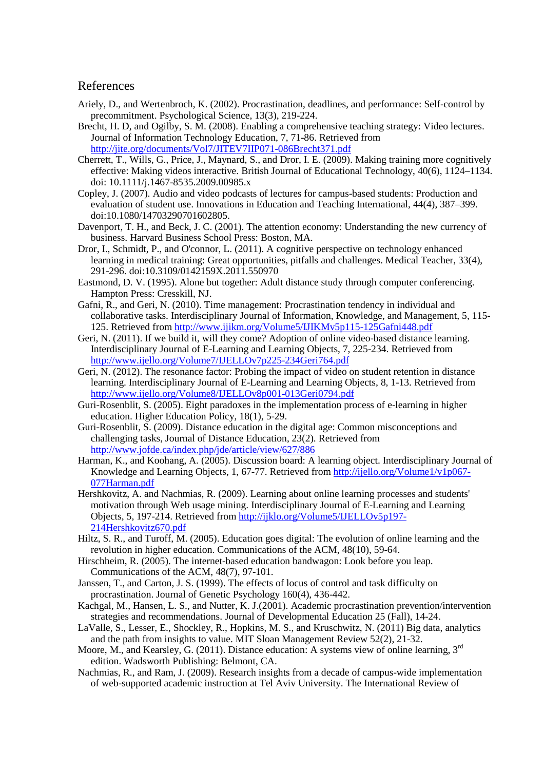## References

Ariely, D., and Wertenbroch, K. (2002). Procrastination, deadlines, and performance: Self-control by precommitment. Psychological Science, 13(3), 219-224.

Brecht, H. D, and Ogilby, S. M. (2008). Enabling a comprehensive teaching strategy: Video lectures. Journal of Information Technology Education, 7, 71-86. Retrieved from http://jite.org/documents/Vol7/JITEV7IIP071-086Brecht371.pdf

Cherrett, T., Wills, G., Price, J., Maynard, S., and Dror, I. E. (2009). Making training more cognitively effective: Making videos interactive. British Journal of Educational Technology, 40(6), 1124–1134. doi: 10.1111/j.1467-8535.2009.00985.x

Copley, J. (2007). Audio and video podcasts of lectures for campus-based students: Production and evaluation of student use. Innovations in Education and Teaching International, 44(4), 387–399. doi:10.1080/14703290701602805.

Davenport, T. H., and Beck, J. C. (2001). The attention economy: Understanding the new currency of business. Harvard Business School Press: Boston, MA.

Dror, I., Schmidt, P., and O'connor, L. (2011). A cognitive perspective on technology enhanced learning in medical training: Great opportunities, pitfalls and challenges. Medical Teacher, 33(4), 291-296. doi:10.3109/0142159X.2011.550970

Eastmond, D. V. (1995). Alone but together: Adult distance study through computer conferencing. Hampton Press: Cresskill, NJ.

Gafni, R., and Geri, N. (2010). Time management: Procrastination tendency in individual and collaborative tasks. Interdisciplinary Journal of Information, Knowledge, and Management, 5, 115-125. Retrieved from http://www.ijikm.org/Volume5/IJIKMv5p115-125Gafni448.pdf

Geri, N. (2011). If we build it, will they come? Adoption of online video-based distance learning. Interdisciplinary Journal of E-Learning and Learning Objects, 7, 225-234. Retrieved from http://www.ijello.org/Volume7/IJELLOv7p225-234Geri764.pdf

Geri, N. (2012). The resonance factor: Probing the impact of video on student retention in distance learning. Interdisciplinary Journal of E-Learning and Learning Objects, 8, 1-13. Retrieved from http://www.ijello.org/Volume8/IJELLOv8p001-013Geri0794.pdf

Guri-Rosenblit, S. (2005). Eight paradoxes in the implementation process of e-learning in higher education. Higher Education Policy, 18(1), 5-29.

Guri-Rosenblit, S. (2009). Distance education in the digital age: Common misconceptions and challenging tasks, Journal of Distance Education, 23(2). Retrieved from http://www.jofde.ca/index.php/jde/article/view/627/886

Harman, K., and Koohang, A. (2005). Discussion board: A learning object. Interdisciplinary Journal of Knowledge and Learning Objects, 1, 67-77. Retrieved from http://ijello.org/Volume1/v1p067-077Harman.pdf

Hershkovitz, A. and Nachmias, R. (2009). Learning about online learning processes and students' motivation through Web usage mining. Interdisciplinary Journal of E-Learning and Learning Objects, 5, 197-214. Retrieved from http://ijklo.org/Volume5/IJELLOv5p197-214Hershkovitz670.pdf

Hiltz, S. R., and Turoff, M. (2005). Education goes digital: The evolution of online learning and the revolution in higher education. Communications of the ACM, 48(10), 59-64.

Hirschheim, R. (2005). The internet-based education bandwagon: Look before you leap. Communications of the ACM, 48(7), 97-101.

Janssen, T., and Carton, J. S. (1999). The effects of locus of control and task difficulty on procrastination. Journal of Genetic Psychology 160(4), 436-442.

Kachgal, M., Hansen, L. S., and Nutter, K. J.(2001). Academic procrastination prevention/intervention strategies and recommendations. Journal of Developmental Education 25 (Fall), 14-24.

LaValle, S., Lesser, E., Shockley, R., Hopkins, M. S., and Kruschwitz, N. (2011) Big data, analytics and the path from insights to value. MIT Sloan Management Review 52(2), 21-32.

Moore, M., and Kearsley, G. (2011). Distance education: A systems view of online learning, 3rd edition. Wadsworth Publishing: Belmont, CA.

Nachmias, R., and Ram, J. (2009). Research insights from a decade of campus-wide implementation of web-supported academic instruction at Tel Aviv University. The International Review of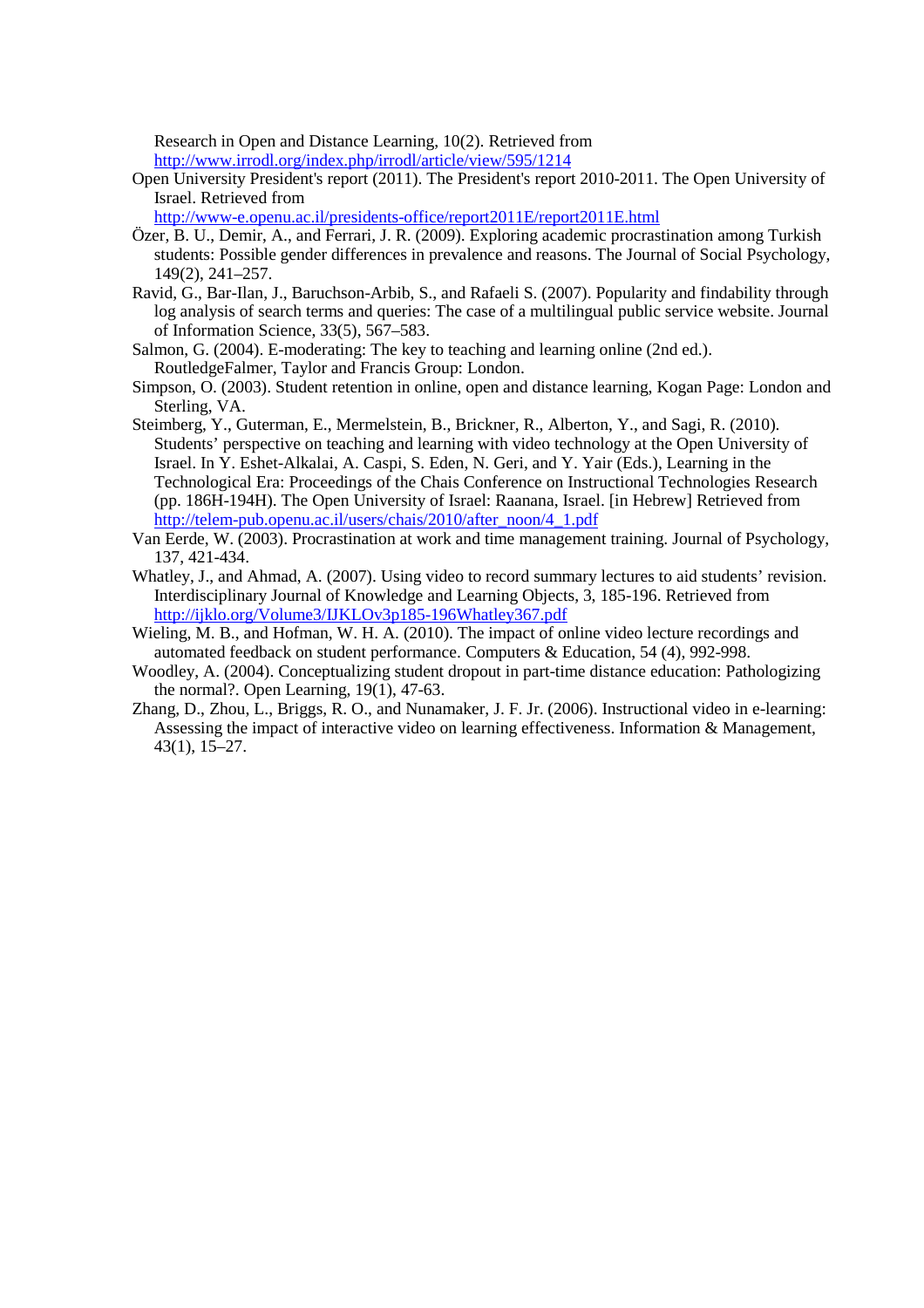Research in Open and Distance Learning, 10(2). Retrieved from http://www.irrodl.org/index.php/irrodl/article/view/595/1214

Open University President's report (2011). The President's report 2010-2011. The Open University of Israel. Retrieved from http://www-e.openu.ac.il/presidents-office/report2011E/report2011E.html

Özer, B. U., Demir, A., and Ferrari, J. R. (2009). Exploring academic procrastination among Turkish students: Possible gender differences in prevalence and reasons. The Journal of Social Psychology, 149(2), 241–257.

Ravid, G., Bar-Ilan, J., Baruchson-Arbib, S., and Rafaeli S. (2007). Popularity and findability through log analysis of search terms and queries: The case of a multilingual public service website. Journal of Information Science, 33(5), 567–583.

Salmon, G. (2004). E-moderating: The key to teaching and learning online (2nd ed.). RoutledgeFalmer, Taylor and Francis Group: London.

Simpson, O. (2003). Student retention in online, open and distance learning, Kogan Page: London and Sterling, VA.

Steimberg, Y., Guterman, E., Mermelstein, B., Brickner, R., Alberton, Y., and Sagi, R. (2010). Students' perspective on teaching and learning with video technology at the Open University of Israel. In Y. Eshet-Alkalai, A. Caspi, S. Eden, N. Geri, and Y. Yair (Eds.), Learning in the Technological Era: Proceedings of the Chais Conference on Instructional Technologies Research (pp. 186H-194H). The Open University of Israel: Raanana, Israel. [in Hebrew] Retrieved from http://telem-pub.openu.ac.il/users/chais/2010/after_noon/4_1.pdf

Van Eerde, W. (2003). Procrastination at work and time management training. Journal of Psychology, 137, 421-434.

Whatley, J., and Ahmad, A. (2007). Using video to record summary lectures to aid students' revision. Interdisciplinary Journal of Knowledge and Learning Objects, 3, 185-196. Retrieved from http://ijklo.org/Volume3/IJKLOv3p185-196Whatley367.pdf

Wieling, M. B., and Hofman, W. H. A. (2010). The impact of online video lecture recordings and automated feedback on student performance. Computers & Education, 54 (4), 992-998.

Woodley, A. (2004). Conceptualizing student dropout in part-time distance education: Pathologizing the normal?. Open Learning, 19(1), 47-63.

Zhang, D., Zhou, L., Briggs, R. O., and Nunamaker, J. F. Jr. (2006). Instructional video in e-learning: Assessing the impact of interactive video on learning effectiveness. Information & Management, 43(1), 15–27.